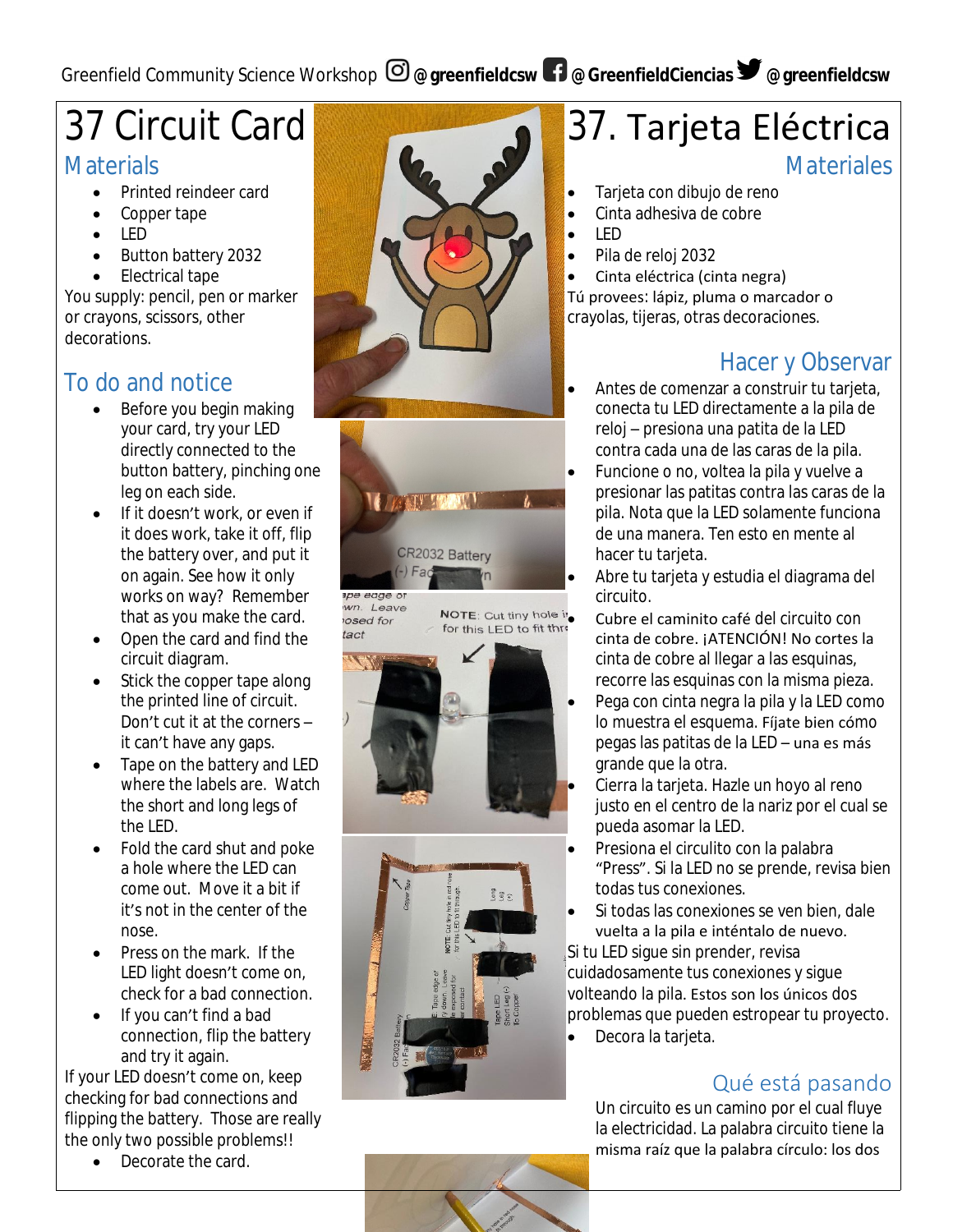Greenfield Community Science Workshop @greenfieldcsw @GreenfieldCiencias @greenfieldcsw

# 37 Circuit Card

## Materials

- Printed reindeer card
- Copper tape
- LED
- Button battery 2032
- Electrical tape

You supply: pencil, pen or marker or crayons, scissors, other decorations.

## To do and notice

- Before you begin making your card, try your LED directly connected to the button battery, pinching one leg on each side.
- If it doesn't work, or even if it does work, take it off, flip the battery over, and put it on again. See how it only works on way? Remember that as you make the card.
- Open the card and find the circuit diagram.
- Stick the copper tape along the printed line of circuit. Don't cut it at the corners – it can't have any gaps.
- Tape on the battery and LED where the labels are. Watch the short and long legs of the LED.
- Fold the card shut and poke a hole where the LED can come out. Move it a bit if it's not in the center of the nose.
- Press on the mark. If the LED light doesn't come on, check for a bad connection.
- If you can't find a bad connection, flip the battery and try it again.

If your LED doesn't come on, keep checking for bad connections and flipping the battery. Those are really the only two possible problems!!

- Decorate the card.

# 37. Tarjeta Eléctrica

## Materiales

- Tarjeta con dibujo de reno
- Cinta adhesiva de cobre
- LED
- Pila de reloj 2032
- Cinta eléctrica (cinta negra)

Tú provees: lápiz, pluma o marcador o crayolas, tijeras, otras decoraciones.

## Hacer y Observar

- Antes de comenzar a construir tu tarjeta, conecta tu LED directamente a la pila de reloj – presiona una patita de la LED contra cada una de las caras de la pila.
- Funcione o no, voltea la pila y vuelve a presionar las patitas contra las caras de la pila. Nota que la LED solamente funciona de una manera. Ten esto en mente al hacer tu tarjeta.
- Abre tu tarjeta y estudia el diagrama del circuito.
- Cubre el caminito café del circuito con cinta de cobre. ¡ATENCIÓN! No cortes la cinta de cobre al llegar a las esquinas, recorre las esquinas con la misma pieza.
- Pega con cinta negra la pila y la LED como lo muestra el esquema. Fíjate bien cómo pegas las patitas de la LED – una es más grande que la otra.
- Cierra la tarjeta. Hazle un hoyo al reno justo en el centro de la nariz por el cual se pueda asomar la LED.
- Presiona el circulito con la palabra "Press". Si la LED no se prende, revisa bien todas tus conexiones.
- Si todas las conexiones se ven bien, dale vuelta a la pila e inténtalo de nuevo.

Si tu LED sigue sin prender, revisa cuidadosamente tus conexiones y sigue volteando la pila. Estos son los únicos dos problemas que pueden estropear tu proyecto.

- Decora la tarjeta.

## Qué está pasando

Un circuito es un camino por el cual fluye la electricidad. La palabra circuito tiene la misma raíz que la palabra círculo: los dos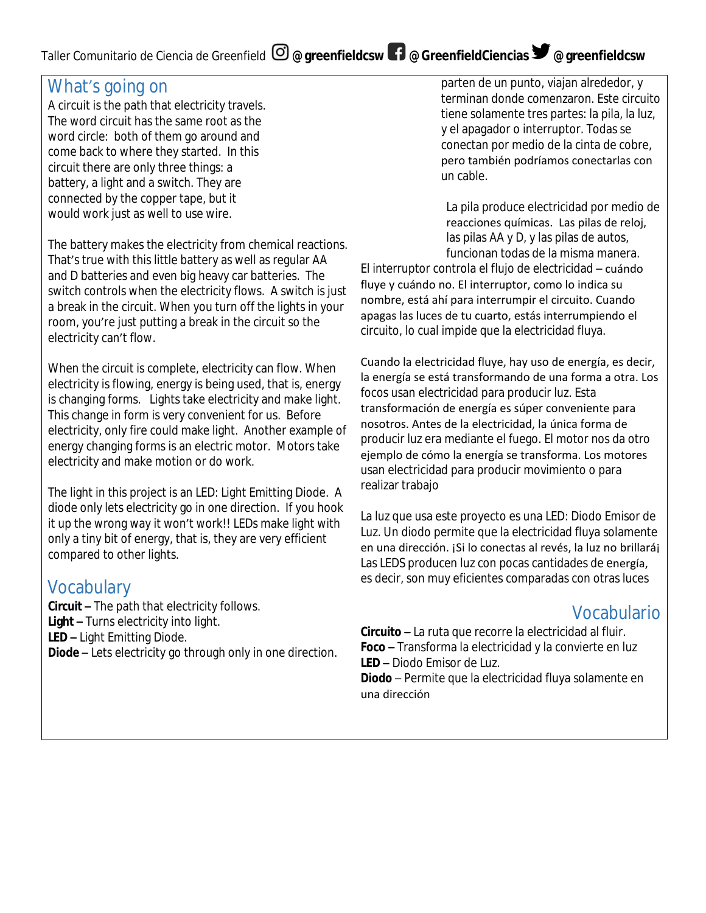Taller Comunitario de Ciencia de Greenfield **@greenfieldcsw** **@GreenfieldCiencias** **@greenfieldcsw**

## What's going on

A circuit is the path that electricity travels. The word circuit has the same root as the word circle: both of them go around and come back to where they started. In this circuit there are only three things: a battery, a light and a switch. They are connected by the copper tape, but it would work just as well to use wire.

The battery makes the electricity from chemical reactions. That's true with this little battery as well as regular AA and D batteries and even big heavy car batteries. The switch controls when the electricity flows. A switch is just a break in the circuit. When you turn off the lights in your room, you're just putting a break in the circuit so the electricity can't flow.

When the circuit is complete, electricity can flow. When electricity is flowing, energy is being used, that is, energy is changing forms. Lights take electricity and make light. This change in form is very convenient for us. Before electricity, only fire could make light. Another example of energy changing forms is an electric motor. Motors take electricity and make motion or do work.

The light in this project is an LED: Light Emitting Diode. A diode only lets electricity go in one direction. If you hook it up the wrong way it won't work!! LEDs make light with only a tiny bit of energy, that is, they are very efficient compared to other lights.

## Vocabulary

**Circuit –** The path that electricity follows.
**Light –** Turns electricity into light.
**LED –** Light Emitting Diode.
**Diode** – Lets electricity go through only in one direction.

parten de un punto, viajan alrededor, y terminan donde comenzaron. Este circuito tiene solamente tres partes: la pila, la luz, y el apagador o interruptor. Todas se conectan por medio de la cinta de cobre, pero también podríamos conectarlas con un cable.

La pila produce electricidad por medio de reacciones químicas. Las pilas de reloj, las pilas AA y D, y las pilas de autos, funcionan todas de la misma manera. El interruptor controla el flujo de electricidad – cuándo fluye y cuándo no. El interruptor, como lo indica su nombre, está ahí para interrumpir el circuito. Cuando apagas las luces de tu cuarto, estás interrumpiendo el circuito, lo cual impide que la electricidad fluya.

Cuando la electricidad fluye, hay uso de energía, es decir, la energía se está transformando de una forma a otra. Los focos usan electricidad para producir luz. Esta transformación de energía es súper conveniente para nosotros. Antes de la electricidad, la única forma de producir luz era mediante el fuego. El motor nos da otro ejemplo de cómo la energía se transforma. Los motores usan electricidad para producir movimiento o para realizar trabajo

La luz que usa este proyecto es una LED: Diodo Emisor de Luz. Un diodo permite que la electricidad fluya solamente en una dirección. ¡Si lo conectas al revés, la luz no brillará¡ Las LEDS producen luz con pocas cantidades de energía, es decir, son muy eficientes comparadas con otras luces

## Vocabulario

**Circuito –** La ruta que recorre la electricidad al fluir.
**Foco –** Transforma la electricidad y la convierte en luz
**LED –** Diodo Emisor de Luz.
**Diodo** – Permite que la electricidad fluya solamente en una dirección